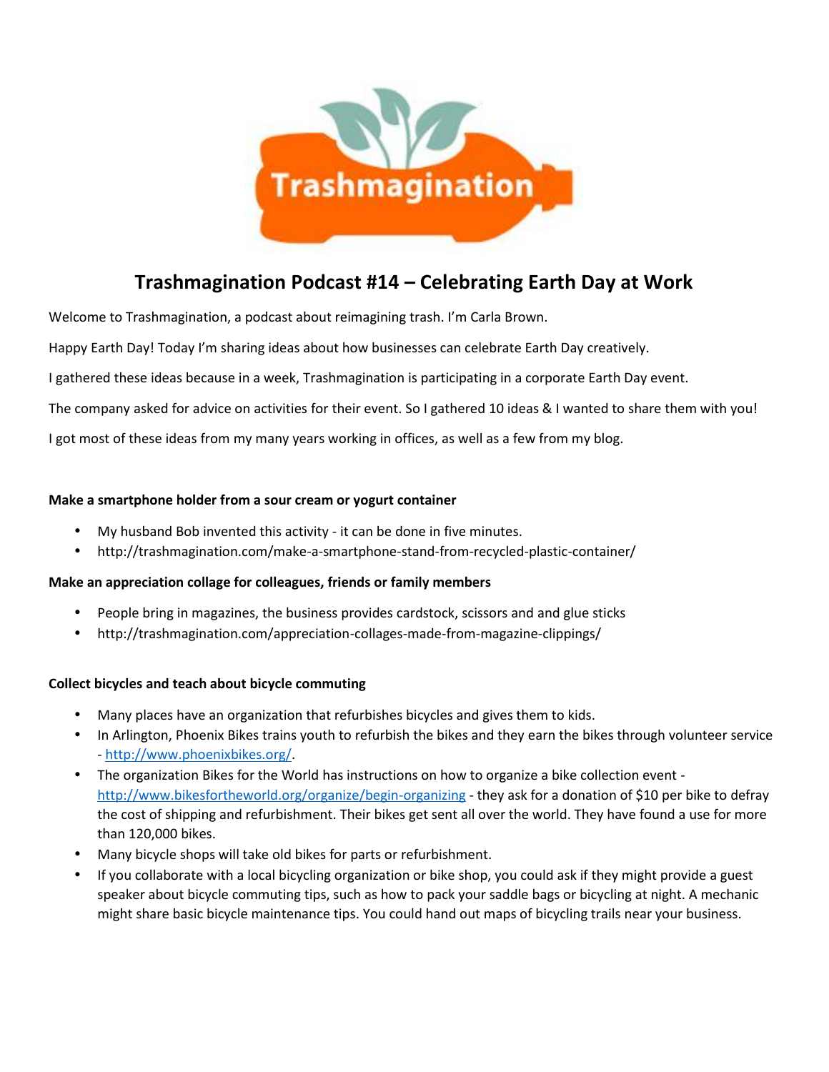# Trashmagination Podcast #14 – Celebrating Earth Day at Work

Welcome to Trashmagination, a podcast about reimagining trash. I'm Carla Brown.

Happy Earth Day! Today I'm sharing ideas about how businesses can celebrate Earth Day creatively.

I gathered these ideas because in a week, Trashmagination is participating in a corporate Earth Day event.

The company asked for advice on activities for their event. So I gathered 10 ideas & I wanted to share them with you!

I got most of these ideas from my many years working in offices, as well as a few from my blog.

**Make a smartphone holder from a sour cream or yogurt container**

- My husband Bob invented this activity - it can be done in five minutes.
- http://trashmagination.com/make-a-smartphone-stand-from-recycled-plastic-container/

**Make an appreciation collage for colleagues, friends or family members**

- People bring in magazines, the business provides cardstock, scissors and and glue sticks
- http://trashmagination.com/appreciation-collages-made-from-magazine-clippings/

**Collect bicycles and teach about bicycle commuting**

- Many places have an organization that refurbishes bicycles and gives them to kids.
- In Arlington, Phoenix Bikes trains youth to refurbish the bikes and they earn the bikes through volunteer service - http://www.phoenixbikes.org/.
- The organization Bikes for the World has instructions on how to organize a bike collection event - http://www.bikesfortheworld.org/organize/begin-organizing - they ask for a donation of $10 per bike to defray the cost of shipping and refurbishment. Their bikes get sent all over the world. They have found a use for more than 120,000 bikes.
- Many bicycle shops will take old bikes for parts or refurbishment.
- If you collaborate with a local bicycling organization or bike shop, you could ask if they might provide a guest speaker about bicycle commuting tips, such as how to pack your saddle bags or bicycling at night. A mechanic might share basic bicycle maintenance tips. You could hand out maps of bicycling trails near your business.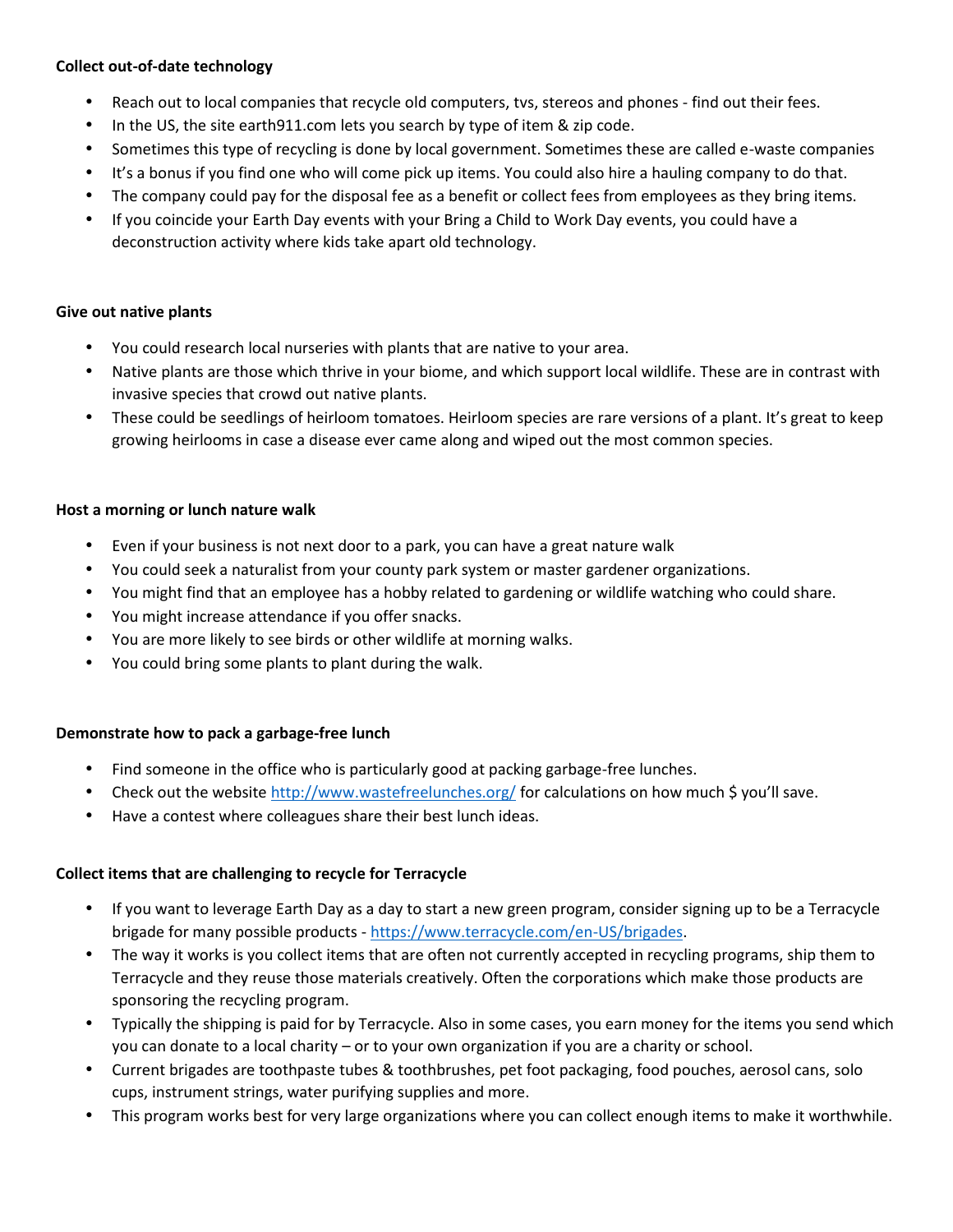**Collect out-of-date technology**

- Reach out to local companies that recycle old computers, tvs, stereos and phones - find out their fees.
- In the US, the site earth911.com lets you search by type of item & zip code.
- Sometimes this type of recycling is done by local government. Sometimes these are called e-waste companies
- It's a bonus if you find one who will come pick up items. You could also hire a hauling company to do that.
- The company could pay for the disposal fee as a benefit or collect fees from employees as they bring items.
- If you coincide your Earth Day events with your Bring a Child to Work Day events, you could have a deconstruction activity where kids take apart old technology.

**Give out native plants**

- You could research local nurseries with plants that are native to your area.
- Native plants are those which thrive in your biome, and which support local wildlife. These are in contrast with invasive species that crowd out native plants.
- These could be seedlings of heirloom tomatoes. Heirloom species are rare versions of a plant. It's great to keep growing heirlooms in case a disease ever came along and wiped out the most common species.

**Host a morning or lunch nature walk**

- Even if your business is not next door to a park, you can have a great nature walk
- You could seek a naturalist from your county park system or master gardener organizations.
- You might find that an employee has a hobby related to gardening or wildlife watching who could share.
- You might increase attendance if you offer snacks.
- You are more likely to see birds or other wildlife at morning walks.
- You could bring some plants to plant during the walk.

**Demonstrate how to pack a garbage-free lunch**

- Find someone in the office who is particularly good at packing garbage-free lunches.
- Check out the website [http://www.wastefreelunches.org/](http://www.wastefreelunches.org/) for calculations on how much $ you'll save.
- Have a contest where colleagues share their best lunch ideas.

**Collect items that are challenging to recycle for Terracycle**

- If you want to leverage Earth Day as a day to start a new green program, consider signing up to be a Terracycle brigade for many possible products - [https://www.terracycle.com/en-US/brigades](https://www.terracycle.com/en-US/brigades).
- The way it works is you collect items that are often not currently accepted in recycling programs, ship them to Terracycle and they reuse those materials creatively. Often the corporations which make those products are sponsoring the recycling program.
- Typically the shipping is paid for by Terracycle. Also in some cases, you earn money for the items you send which you can donate to a local charity – or to your own organization if you are a charity or school.
- Current brigades are toothpaste tubes & toothbrushes, pet foot packaging, food pouches, aerosol cans, solo cups, instrument strings, water purifying supplies and more.
- This program works best for very large organizations where you can collect enough items to make it worthwhile.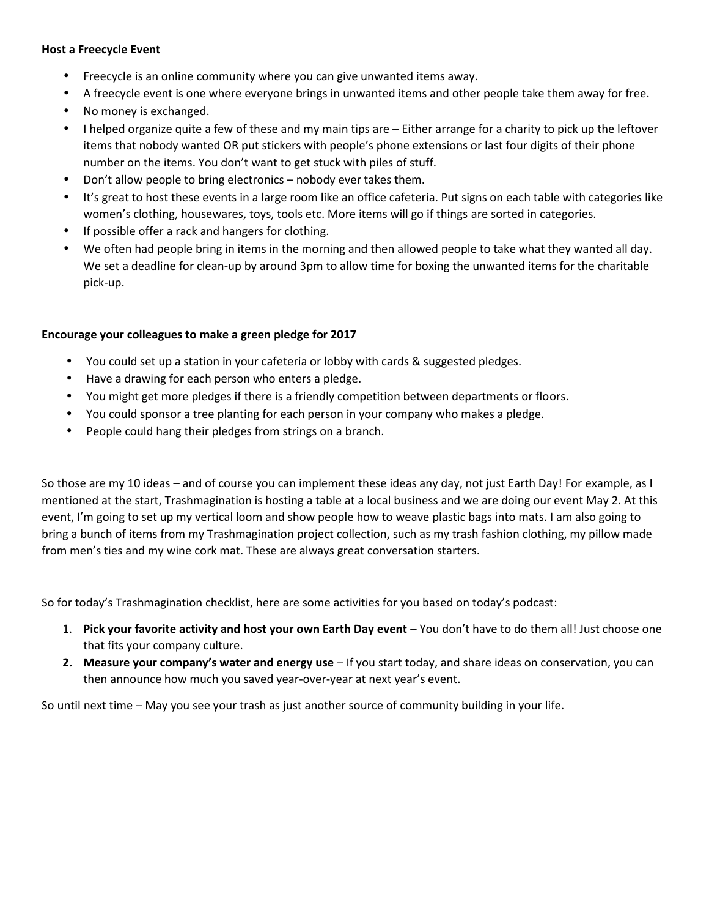**Host a Freecycle Event**

- Freecycle is an online community where you can give unwanted items away.
- A freecycle event is one where everyone brings in unwanted items and other people take them away for free.
- No money is exchanged.
- I helped organize quite a few of these and my main tips are – Either arrange for a charity to pick up the leftover items that nobody wanted OR put stickers with people's phone extensions or last four digits of their phone number on the items. You don't want to get stuck with piles of stuff.
- Don't allow people to bring electronics – nobody ever takes them.
- It's great to host these events in a large room like an office cafeteria. Put signs on each table with categories like women's clothing, housewares, toys, tools etc. More items will go if things are sorted in categories.
- If possible offer a rack and hangers for clothing.
- We often had people bring in items in the morning and then allowed people to take what they wanted all day. We set a deadline for clean-up by around 3pm to allow time for boxing the unwanted items for the charitable pick-up.

**Encourage your colleagues to make a green pledge for 2017**

- You could set up a station in your cafeteria or lobby with cards & suggested pledges.
- Have a drawing for each person who enters a pledge.
- You might get more pledges if there is a friendly competition between departments or floors.
- You could sponsor a tree planting for each person in your company who makes a pledge.
- People could hang their pledges from strings on a branch.

So those are my 10 ideas – and of course you can implement these ideas any day, not just Earth Day! For example, as I mentioned at the start, Trashmagination is hosting a table at a local business and we are doing our event May 2. At this event, I'm going to set up my vertical loom and show people how to weave plastic bags into mats. I am also going to bring a bunch of items from my Trashmagination project collection, such as my trash fashion clothing, my pillow made from men's ties and my wine cork mat. These are always great conversation starters.

So for today's Trashmagination checklist, here are some activities for you based on today's podcast:

1. **Pick your favorite activity and host your own Earth Day event** – You don't have to do them all! Just choose one that fits your company culture.
2. **Measure your company's water and energy use** – If you start today, and share ideas on conservation, you can then announce how much you saved year-over-year at next year's event.

So until next time – May you see your trash as just another source of community building in your life.